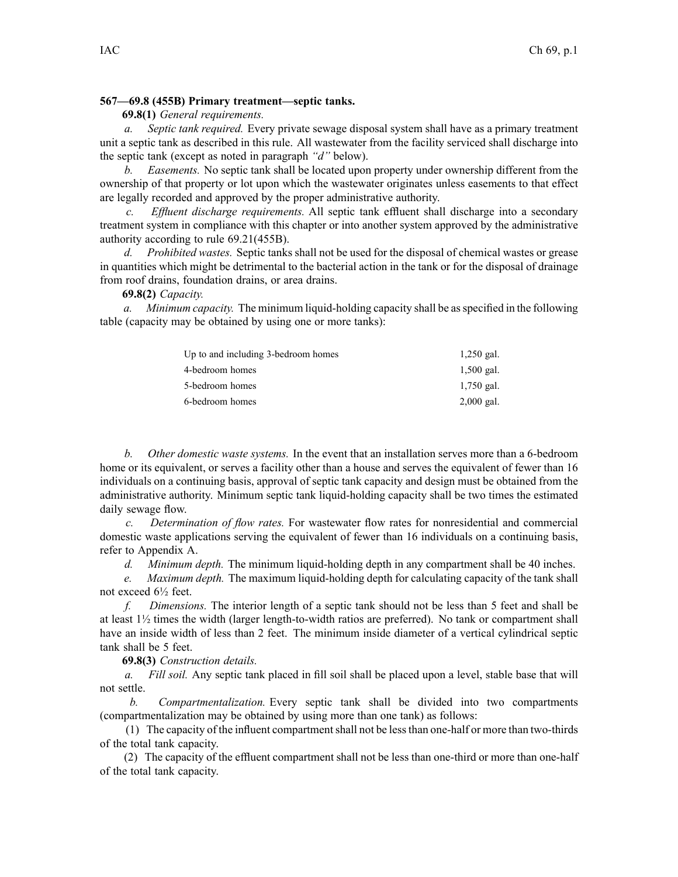**567—69.8 (455B) Primary treatment—septic tanks.**

**69.8(1)** *General requirements.*

*a. Septic tank required.* Every private sewage disposal system shall have as a primary treatment unit a septic tank as described in this rule. All wastewater from the facility serviced shall discharge into the septic tank (except as noted in paragraph *"d"* below).

*b. Easements.* No septic tank shall be located upon property under ownership different from the ownership of that property or lot upon which the wastewater originates unless easements to that effect are legally recorded and approved by the proper administrative authority.

*c. Effluent discharge requirements.* All septic tank effluent shall discharge into a secondary treatment system in compliance with this chapter or into another system approved by the administrative authority according to rule 69.21(455B).

*d. Prohibited wastes.* Septic tanks shall not be used for the disposal of chemical wastes or grease in quantities which might be detrimental to the bacterial action in the tank or for the disposal of drainage from roof drains, foundation drains, or area drains.

**69.8(2)** *Capacity.*

*a. Minimum capacity.* The minimum liquid-holding capacity shall be as specified in the following table (capacity may be obtained by using one or more tanks):

| | |
|---|---|
| Up to and including 3-bedroom homes | 1,250 gal. |
| 4-bedroom homes | 1,500 gal. |
| 5-bedroom homes | 1,750 gal. |
| 6-bedroom homes | 2,000 gal. |

*b. Other domestic waste systems.* In the event that an installation serves more than a 6-bedroom home or its equivalent, or serves a facility other than a house and serves the equivalent of fewer than 16 individuals on a continuing basis, approval of septic tank capacity and design must be obtained from the administrative authority. Minimum septic tank liquid-holding capacity shall be two times the estimated daily sewage flow.

*c. Determination of flow rates.* For wastewater flow rates for nonresidential and commercial domestic waste applications serving the equivalent of fewer than 16 individuals on a continuing basis, refer to Appendix A.

*d. Minimum depth.* The minimum liquid-holding depth in any compartment shall be 40 inches.

*e. Maximum depth.* The maximum liquid-holding depth for calculating capacity of the tank shall not exceed 6½ feet.

*f. Dimensions.* The interior length of a septic tank should not be less than 5 feet and shall be at least 1½ times the width (larger length-to-width ratios are preferred). No tank or compartment shall have an inside width of less than 2 feet. The minimum inside diameter of a vertical cylindrical septic tank shall be 5 feet.

**69.8(3)** *Construction details.*

*a. Fill soil.* Any septic tank placed in fill soil shall be placed upon a level, stable base that will not settle.

*b. Compartmentalization.* Every septic tank shall be divided into two compartments (compartmentalization may be obtained by using more than one tank) as follows:

(1) The capacity of the influent compartment shall not be less than one-half or more than two-thirds of the total tank capacity.

(2) The capacity of the effluent compartment shall not be less than one-third or more than one-half of the total tank capacity.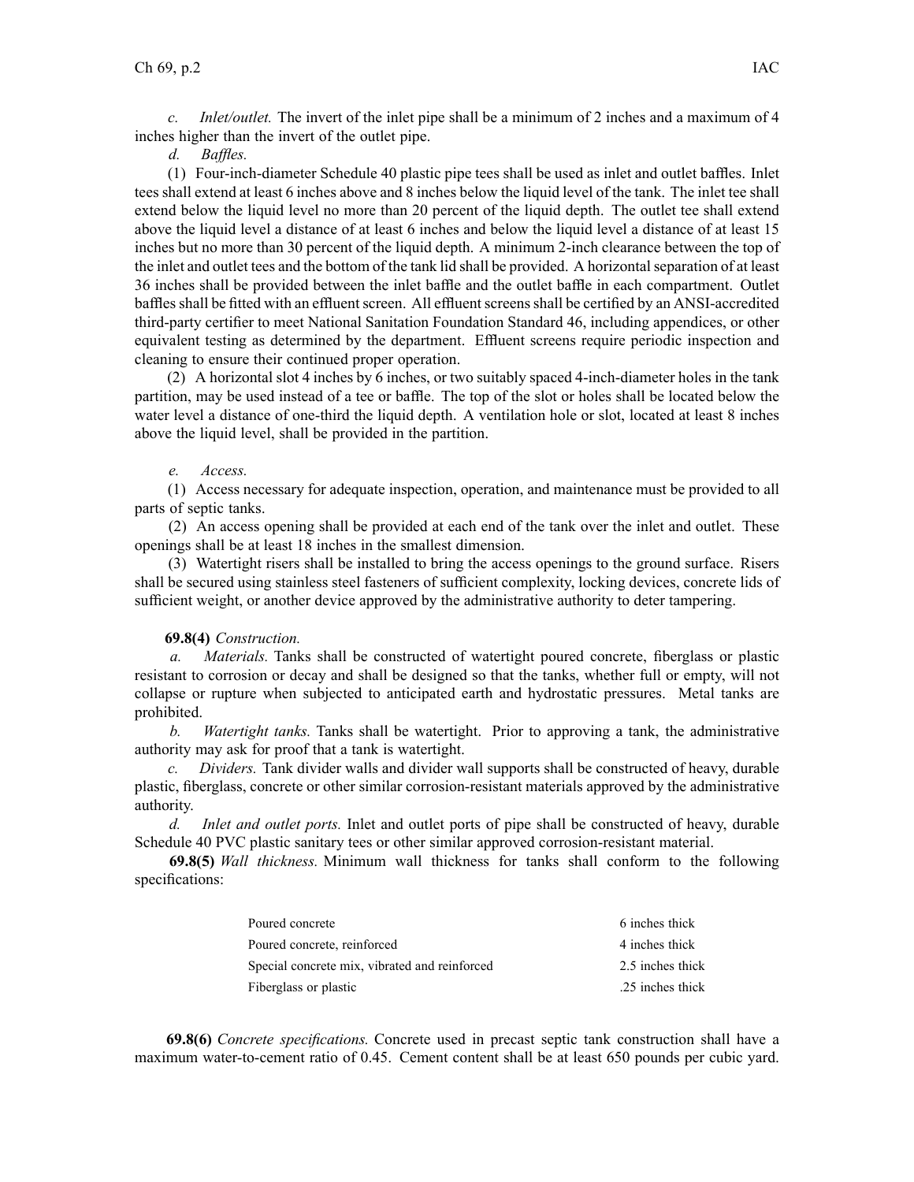*c. Inlet/outlet.* The invert of the inlet pipe shall be a minimum of 2 inches and a maximum of 4 inches higher than the invert of the outlet pipe.

*d. Baffles.*

(1) Four-inch-diameter Schedule 40 plastic pipe tees shall be used as inlet and outlet baffles. Inlet tees shall extend at least 6 inches above and 8 inches below the liquid level of the tank. The inlet tee shall extend below the liquid level no more than 20 percent of the liquid depth. The outlet tee shall extend above the liquid level a distance of at least 6 inches and below the liquid level a distance of at least 15 inches but no more than 30 percent of the liquid depth. A minimum 2-inch clearance between the top of the inlet and outlet tees and the bottom of the tank lid shall be provided. A horizontal separation of at least 36 inches shall be provided between the inlet baffle and the outlet baffle in each compartment. Outlet baffles shall be fitted with an effluent screen. All effluent screens shall be certified by an ANSI-accredited third-party certifier to meet National Sanitation Foundation Standard 46, including appendices, or other equivalent testing as determined by the department. Effluent screens require periodic inspection and cleaning to ensure their continued proper operation.

(2) A horizontal slot 4 inches by 6 inches, or two suitably spaced 4-inch-diameter holes in the tank partition, may be used instead of a tee or baffle. The top of the slot or holes shall be located below the water level a distance of one-third the liquid depth. A ventilation hole or slot, located at least 8 inches above the liquid level, shall be provided in the partition.

*e. Access.*

(1) Access necessary for adequate inspection, operation, and maintenance must be provided to all parts of septic tanks.

(2) An access opening shall be provided at each end of the tank over the inlet and outlet. These openings shall be at least 18 inches in the smallest dimension.

(3) Watertight risers shall be installed to bring the access openings to the ground surface. Risers shall be secured using stainless steel fasteners of sufficient complexity, locking devices, concrete lids of sufficient weight, or another device approved by the administrative authority to deter tampering.

**69.8(4)** *Construction.*

*a. Materials.* Tanks shall be constructed of watertight poured concrete, fiberglass or plastic resistant to corrosion or decay and shall be designed so that the tanks, whether full or empty, will not collapse or rupture when subjected to anticipated earth and hydrostatic pressures. Metal tanks are prohibited.

*b. Watertight tanks.* Tanks shall be watertight. Prior to approving a tank, the administrative authority may ask for proof that a tank is watertight.

*c. Dividers.* Tank divider walls and divider wall supports shall be constructed of heavy, durable plastic, fiberglass, concrete or other similar corrosion-resistant materials approved by the administrative authority.

*d. Inlet and outlet ports.* Inlet and outlet ports of pipe shall be constructed of heavy, durable Schedule 40 PVC plastic sanitary tees or other similar approved corrosion-resistant material.

**69.8(5)** *Wall thickness.* Minimum wall thickness for tanks shall conform to the following specifications:

| | |
|---|---|
| Poured concrete | 6 inches thick |
| Poured concrete, reinforced | 4 inches thick |
| Special concrete mix, vibrated and reinforced | 2.5 inches thick |
| Fiberglass or plastic | .25 inches thick |

**69.8(6)** *Concrete specifications.* Concrete used in precast septic tank construction shall have a maximum water-to-cement ratio of 0.45. Cement content shall be at least 650 pounds per cubic yard.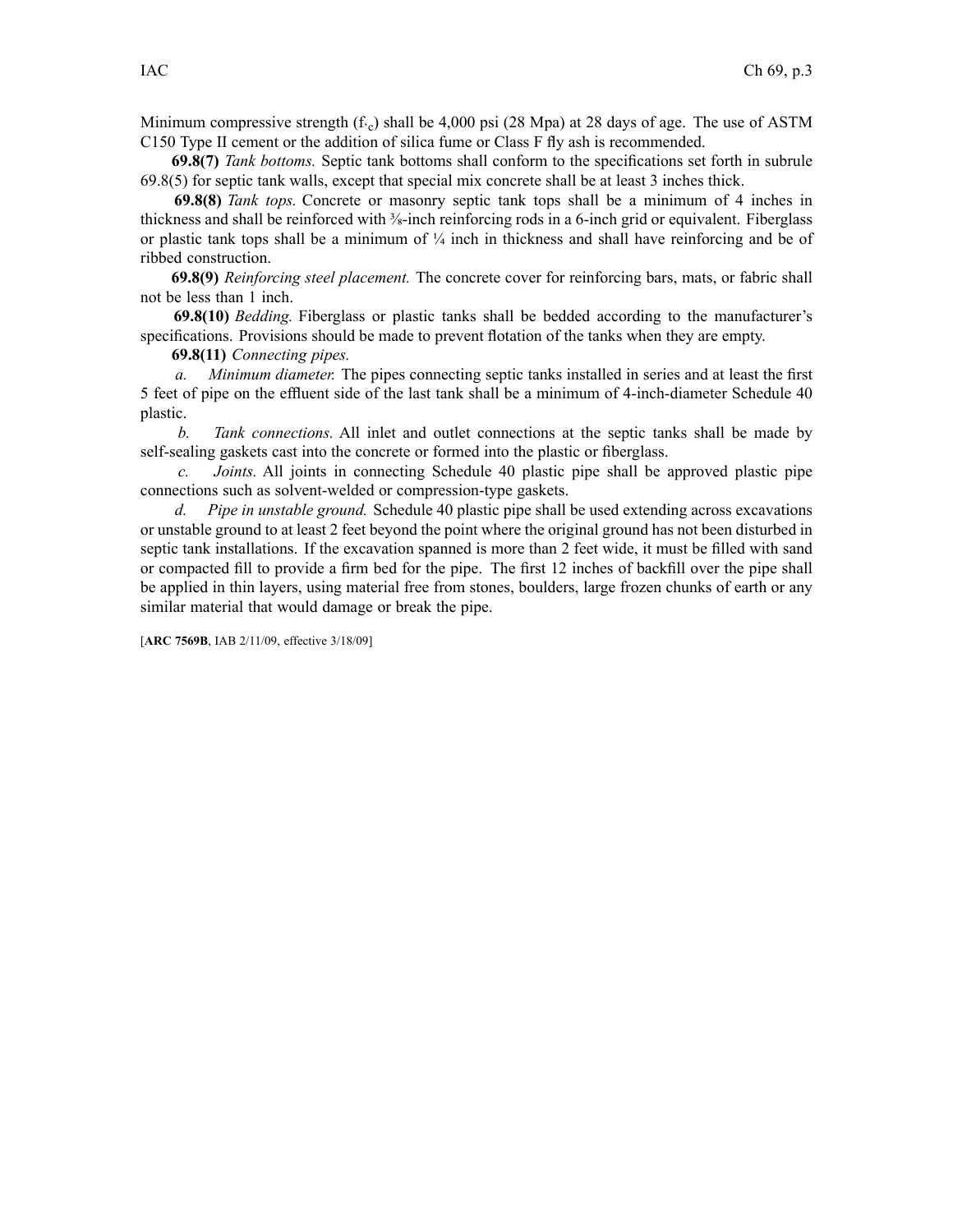Minimum compressive strength ($f'_c$) shall be 4,000 psi (28 Mpa) at 28 days of age. The use of ASTM C150 Type II cement or the addition of silica fume or Class F fly ash is recommended.

**69.8(7)** *Tank bottoms.* Septic tank bottoms shall conform to the specifications set forth in subrule 69.8(5) for septic tank walls, except that special mix concrete shall be at least 3 inches thick.

**69.8(8)** *Tank tops.* Concrete or masonry septic tank tops shall be a minimum of 4 inches in thickness and shall be reinforced with ⅜-inch reinforcing rods in a 6-inch grid or equivalent. Fiberglass or plastic tank tops shall be a minimum of ¼ inch in thickness and shall have reinforcing and be of ribbed construction.

**69.8(9)** *Reinforcing steel placement.* The concrete cover for reinforcing bars, mats, or fabric shall not be less than 1 inch.

**69.8(10)** *Bedding.* Fiberglass or plastic tanks shall be bedded according to the manufacturer's specifications. Provisions should be made to prevent flotation of the tanks when they are empty.

**69.8(11)** *Connecting pipes.*

*a.* *Minimum diameter.* The pipes connecting septic tanks installed in series and at least the first 5 feet of pipe on the effluent side of the last tank shall be a minimum of 4-inch-diameter Schedule 40 plastic.

*b.* *Tank connections.* All inlet and outlet connections at the septic tanks shall be made by self-sealing gaskets cast into the concrete or formed into the plastic or fiberglass.

*c.* *Joints.* All joints in connecting Schedule 40 plastic pipe shall be approved plastic pipe connections such as solvent-welded or compression-type gaskets.

*d.* *Pipe in unstable ground.* Schedule 40 plastic pipe shall be used extending across excavations or unstable ground to at least 2 feet beyond the point where the original ground has not been disturbed in septic tank installations. If the excavation spanned is more than 2 feet wide, it must be filled with sand or compacted fill to provide a firm bed for the pipe. The first 12 inches of backfill over the pipe shall be applied in thin layers, using material free from stones, boulders, large frozen chunks of earth or any similar material that would damage or break the pipe.

[**ARC 7569B**, IAB 2/11/09, effective 3/18/09]